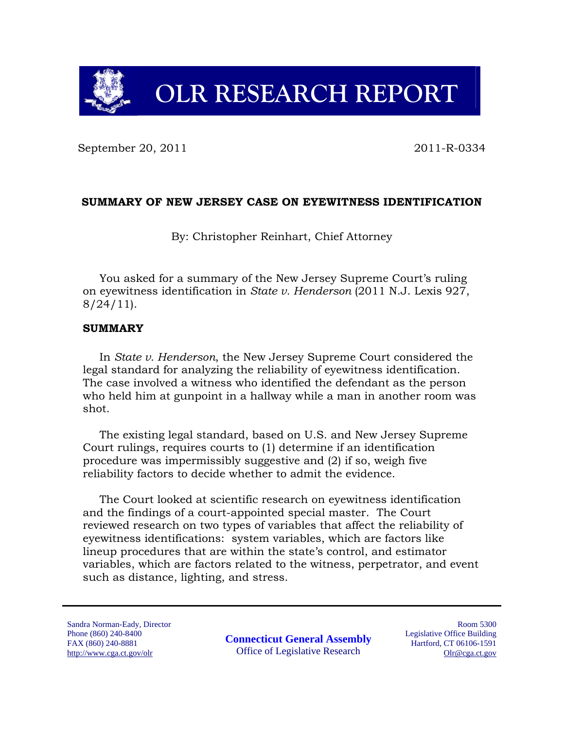# OLR RESEARCH REPORT

September 20, 2011 2011-R-0334

## SUMMARY OF NEW JERSEY CASE ON EYEWITNESS IDENTIFICATION

By: Christopher Reinhart, Chief Attorney

You asked for a summary of the New Jersey Supreme Court's ruling on eyewitness identification in *State v. Henderson* (2011 N.J. Lexis 927, 8/24/11).

## SUMMARY

In *State v. Henderson*, the New Jersey Supreme Court considered the legal standard for analyzing the reliability of eyewitness identification. The case involved a witness who identified the defendant as the person who held him at gunpoint in a hallway while a man in another room was shot.

The existing legal standard, based on U.S. and New Jersey Supreme Court rulings, requires courts to (1) determine if an identification procedure was impermissibly suggestive and (2) if so, weigh five reliability factors to decide whether to admit the evidence.

The Court looked at scientific research on eyewitness identification and the findings of a court-appointed special master. The Court reviewed research on two types of variables that affect the reliability of eyewitness identifications: system variables, which are factors like lineup procedures that are within the state's control, and estimator variables, which are factors related to the witness, perpetrator, and event such as distance, lighting, and stress.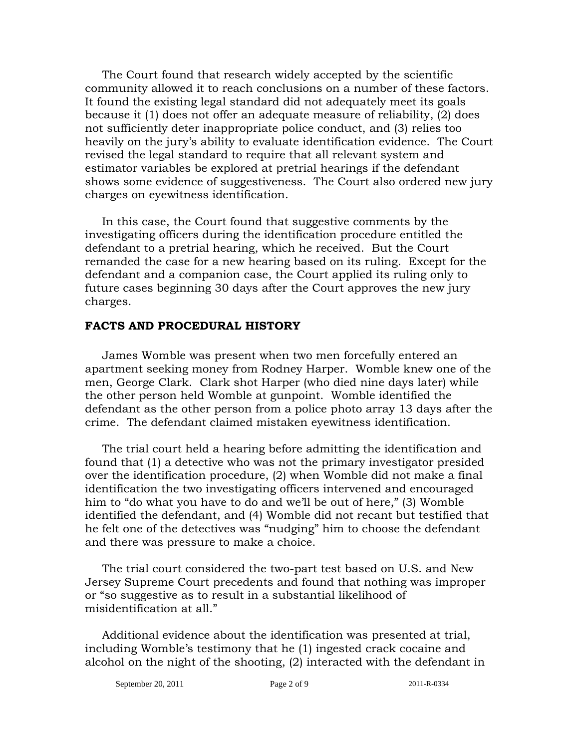The Court found that research widely accepted by the scientific community allowed it to reach conclusions on a number of these factors. It found the existing legal standard did not adequately meet its goals because it (1) does not offer an adequate measure of reliability, (2) does not sufficiently deter inappropriate police conduct, and (3) relies too heavily on the jury's ability to evaluate identification evidence. The Court revised the legal standard to require that all relevant system and estimator variables be explored at pretrial hearings if the defendant shows some evidence of suggestiveness. The Court also ordered new jury charges on eyewitness identification.

In this case, the Court found that suggestive comments by the investigating officers during the identification procedure entitled the defendant to a pretrial hearing, which he received. But the Court remanded the case for a new hearing based on its ruling. Except for the defendant and a companion case, the Court applied its ruling only to future cases beginning 30 days after the Court approves the new jury charges.

**FACTS AND PROCEDURAL HISTORY**

James Womble was present when two men forcefully entered an apartment seeking money from Rodney Harper. Womble knew one of the men, George Clark. Clark shot Harper (who died nine days later) while the other person held Womble at gunpoint. Womble identified the defendant as the other person from a police photo array 13 days after the crime. The defendant claimed mistaken eyewitness identification.

The trial court held a hearing before admitting the identification and found that (1) a detective who was not the primary investigator presided over the identification procedure, (2) when Womble did not make a final identification the two investigating officers intervened and encouraged him to "do what you have to do and we'll be out of here," (3) Womble identified the defendant, and (4) Womble did not recant but testified that he felt one of the detectives was "nudging" him to choose the defendant and there was pressure to make a choice.

The trial court considered the two-part test based on U.S. and New Jersey Supreme Court precedents and found that nothing was improper or "so suggestive as to result in a substantial likelihood of misidentification at all."

Additional evidence about the identification was presented at trial, including Womble's testimony that he (1) ingested crack cocaine and alcohol on the night of the shooting, (2) interacted with the defendant in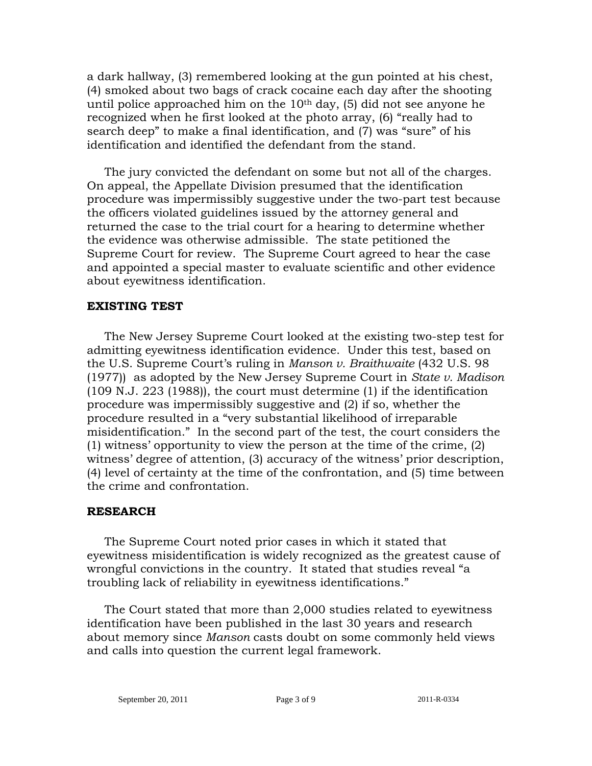a dark hallway, (3) remembered looking at the gun pointed at his chest, (4) smoked about two bags of crack cocaine each day after the shooting until police approached him on the 10th day, (5) did not see anyone he recognized when he first looked at the photo array, (6) "really had to search deep" to make a final identification, and (7) was "sure" of his identification and identified the defendant from the stand.

The jury convicted the defendant on some but not all of the charges. On appeal, the Appellate Division presumed that the identification procedure was impermissibly suggestive under the two-part test because the officers violated guidelines issued by the attorney general and returned the case to the trial court for a hearing to determine whether the evidence was otherwise admissible. The state petitioned the Supreme Court for review. The Supreme Court agreed to hear the case and appointed a special master to evaluate scientific and other evidence about eyewitness identification.

**EXISTING TEST**

The New Jersey Supreme Court looked at the existing two-step test for admitting eyewitness identification evidence. Under this test, based on the U.S. Supreme Court's ruling in *Manson v. Braithwaite* (432 U.S. 98 (1977)) as adopted by the New Jersey Supreme Court in *State v. Madison* (109 N.J. 223 (1988)), the court must determine (1) if the identification procedure was impermissibly suggestive and (2) if so, whether the procedure resulted in a "very substantial likelihood of irreparable misidentification." In the second part of the test, the court considers the (1) witness' opportunity to view the person at the time of the crime, (2) witness' degree of attention, (3) accuracy of the witness' prior description, (4) level of certainty at the time of the confrontation, and (5) time between the crime and confrontation.

**RESEARCH**

The Supreme Court noted prior cases in which it stated that eyewitness misidentification is widely recognized as the greatest cause of wrongful convictions in the country. It stated that studies reveal "a troubling lack of reliability in eyewitness identifications."

The Court stated that more than 2,000 studies related to eyewitness identification have been published in the last 30 years and research about memory since *Manson* casts doubt on some commonly held views and calls into question the current legal framework.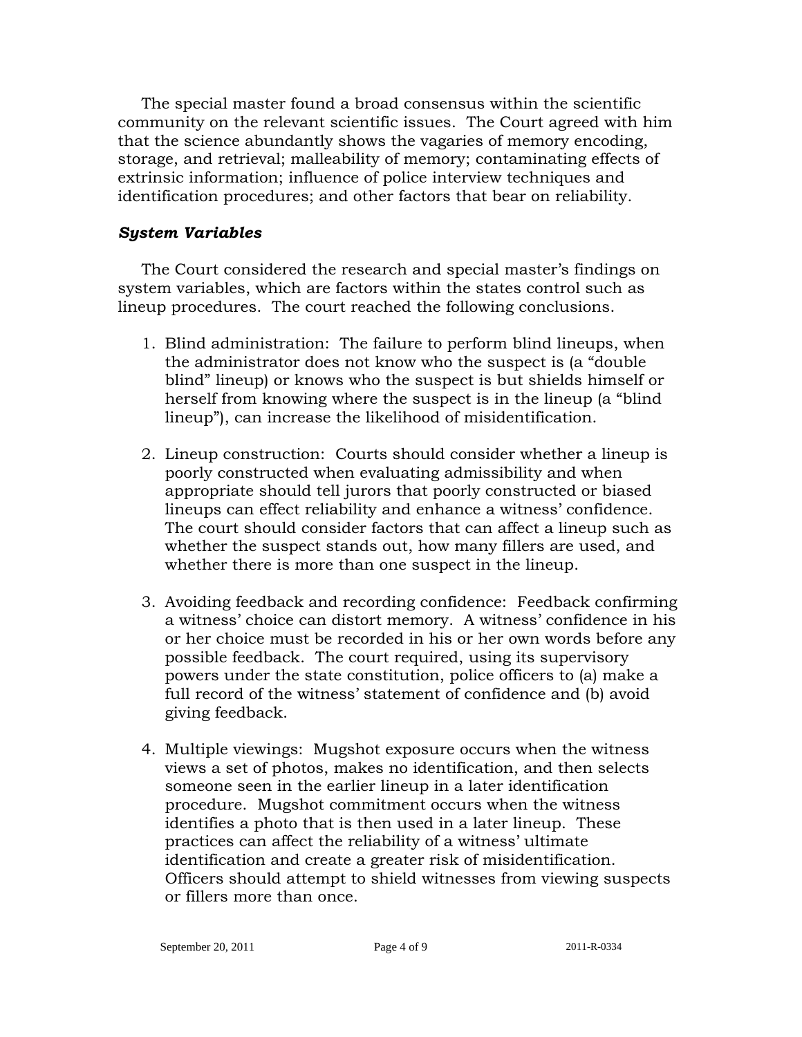The special master found a broad consensus within the scientific community on the relevant scientific issues. The Court agreed with him that the science abundantly shows the vagaries of memory encoding, storage, and retrieval; malleability of memory; contaminating effects of extrinsic information; influence of police interview techniques and identification procedures; and other factors that bear on reliability.

***System Variables***

The Court considered the research and special master's findings on system variables, which are factors within the states control such as lineup procedures. The court reached the following conclusions.

1. Blind administration: The failure to perform blind lineups, when the administrator does not know who the suspect is (a "double blind" lineup) or knows who the suspect is but shields himself or herself from knowing where the suspect is in the lineup (a "blind lineup"), can increase the likelihood of misidentification.

2. Lineup construction: Courts should consider whether a lineup is poorly constructed when evaluating admissibility and when appropriate should tell jurors that poorly constructed or biased lineups can effect reliability and enhance a witness' confidence. The court should consider factors that can affect a lineup such as whether the suspect stands out, how many fillers are used, and whether there is more than one suspect in the lineup.

3. Avoiding feedback and recording confidence: Feedback confirming a witness' choice can distort memory. A witness' confidence in his or her choice must be recorded in his or her own words before any possible feedback. The court required, using its supervisory powers under the state constitution, police officers to (a) make a full record of the witness' statement of confidence and (b) avoid giving feedback.

4. Multiple viewings: Mugshot exposure occurs when the witness views a set of photos, makes no identification, and then selects someone seen in the earlier lineup in a later identification procedure. Mugshot commitment occurs when the witness identifies a photo that is then used in a later lineup. These practices can affect the reliability of a witness' ultimate identification and create a greater risk of misidentification. Officers should attempt to shield witnesses from viewing suspects or fillers more than once.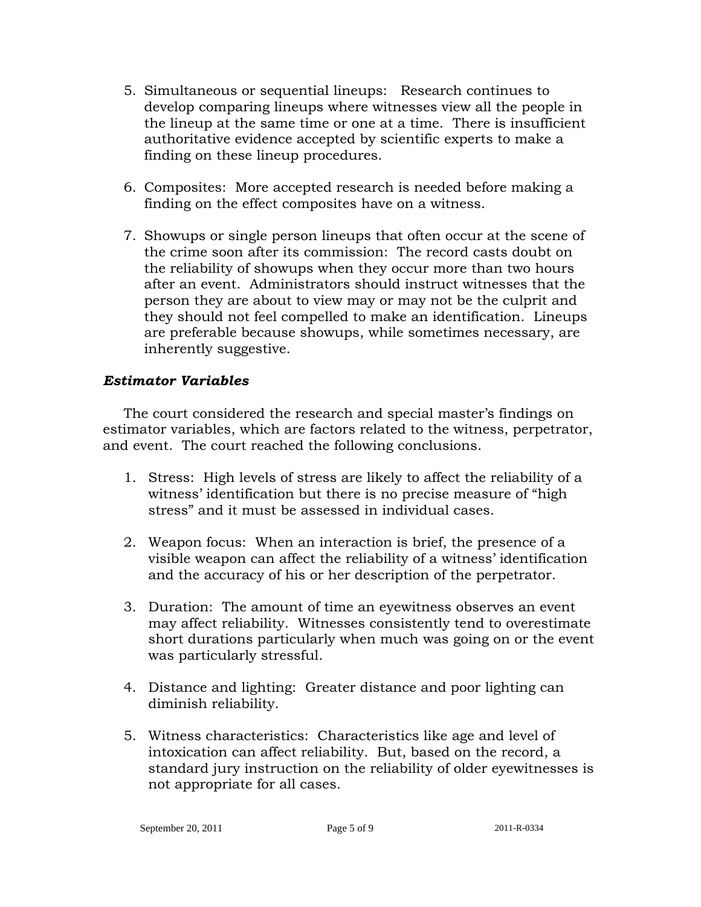5. Simultaneous or sequential lineups: Research continues to develop comparing lineups where witnesses view all the people in the lineup at the same time or one at a time. There is insufficient authoritative evidence accepted by scientific experts to make a finding on these lineup procedures.

6. Composites: More accepted research is needed before making a finding on the effect composites have on a witness.

7. Showups or single person lineups that often occur at the scene of the crime soon after its commission: The record casts doubt on the reliability of showups when they occur more than two hours after an event. Administrators should instruct witnesses that the person they are about to view may or may not be the culprit and they should not feel compelled to make an identification. Lineups are preferable because showups, while sometimes necessary, are inherently suggestive.

### *Estimator Variables*

The court considered the research and special master's findings on estimator variables, which are factors related to the witness, perpetrator, and event. The court reached the following conclusions.

1. Stress: High levels of stress are likely to affect the reliability of a witness' identification but there is no precise measure of "high stress" and it must be assessed in individual cases.

2. Weapon focus: When an interaction is brief, the presence of a visible weapon can affect the reliability of a witness' identification and the accuracy of his or her description of the perpetrator.

3. Duration: The amount of time an eyewitness observes an event may affect reliability. Witnesses consistently tend to overestimate short durations particularly when much was going on or the event was particularly stressful.

4. Distance and lighting: Greater distance and poor lighting can diminish reliability.

5. Witness characteristics: Characteristics like age and level of intoxication can affect reliability. But, based on the record, a standard jury instruction on the reliability of older eyewitnesses is not appropriate for all cases.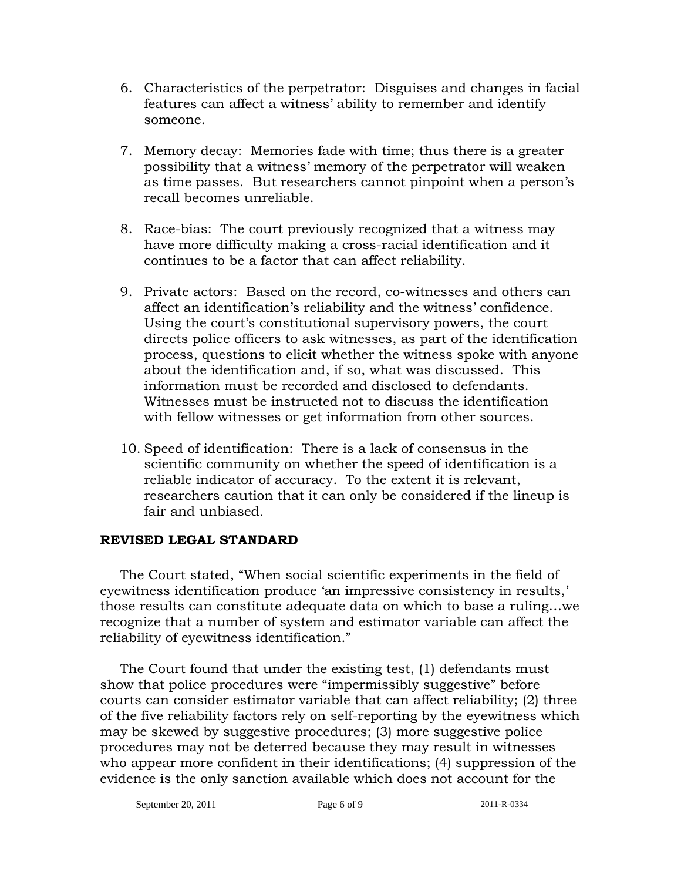6. Characteristics of the perpetrator: Disguises and changes in facial features can affect a witness' ability to remember and identify someone.

7. Memory decay: Memories fade with time; thus there is a greater possibility that a witness' memory of the perpetrator will weaken as time passes. But researchers cannot pinpoint when a person's recall becomes unreliable.

8. Race-bias: The court previously recognized that a witness may have more difficulty making a cross-racial identification and it continues to be a factor that can affect reliability.

9. Private actors: Based on the record, co-witnesses and others can affect an identification's reliability and the witness' confidence. Using the court's constitutional supervisory powers, the court directs police officers to ask witnesses, as part of the identification process, questions to elicit whether the witness spoke with anyone about the identification and, if so, what was discussed. This information must be recorded and disclosed to defendants. Witnesses must be instructed not to discuss the identification with fellow witnesses or get information from other sources.

10. Speed of identification: There is a lack of consensus in the scientific community on whether the speed of identification is a reliable indicator of accuracy. To the extent it is relevant, researchers caution that it can only be considered if the lineup is fair and unbiased.

## REVISED LEGAL STANDARD

The Court stated, "When social scientific experiments in the field of eyewitness identification produce 'an impressive consistency in results,' those results can constitute adequate data on which to base a ruling…we recognize that a number of system and estimator variable can affect the reliability of eyewitness identification."

The Court found that under the existing test, (1) defendants must show that police procedures were "impermissibly suggestive" before courts can consider estimator variable that can affect reliability; (2) three of the five reliability factors rely on self-reporting by the eyewitness which may be skewed by suggestive procedures; (3) more suggestive police procedures may not be deterred because they may result in witnesses who appear more confident in their identifications; (4) suppression of the evidence is the only sanction available which does not account for the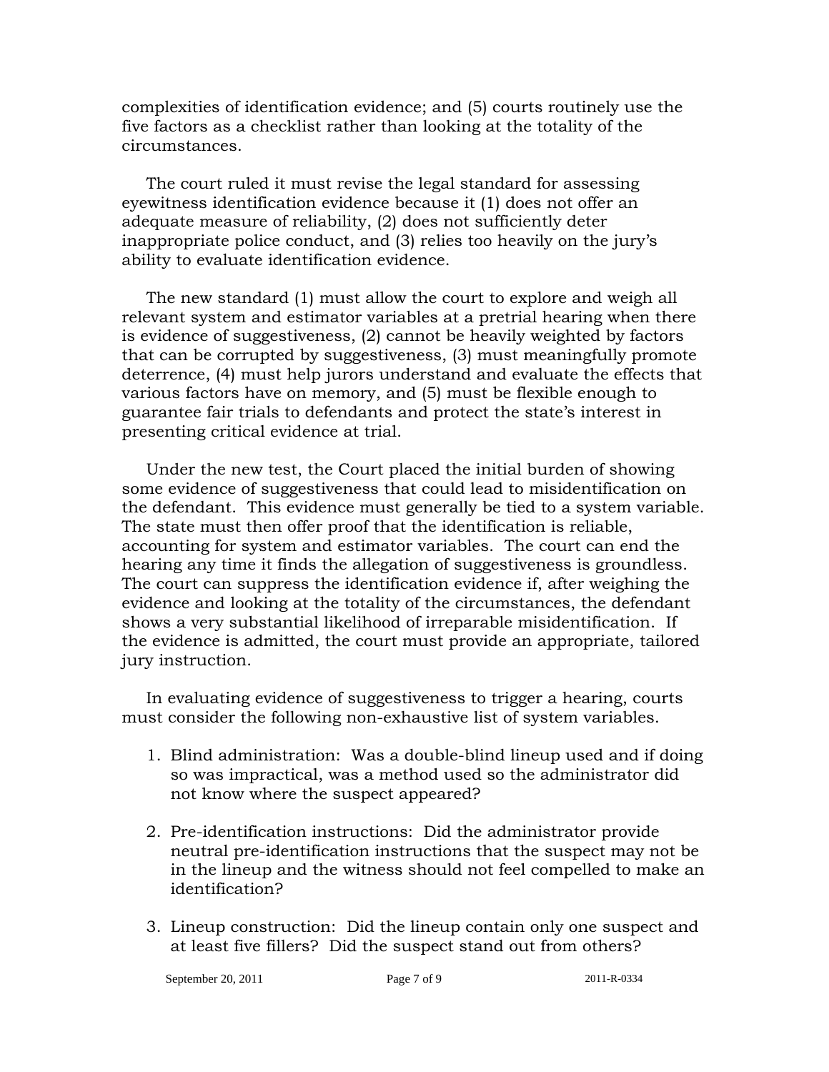complexities of identification evidence; and (5) courts routinely use the five factors as a checklist rather than looking at the totality of the circumstances.

The court ruled it must revise the legal standard for assessing eyewitness identification evidence because it (1) does not offer an adequate measure of reliability, (2) does not sufficiently deter inappropriate police conduct, and (3) relies too heavily on the jury's ability to evaluate identification evidence.

The new standard (1) must allow the court to explore and weigh all relevant system and estimator variables at a pretrial hearing when there is evidence of suggestiveness, (2) cannot be heavily weighted by factors that can be corrupted by suggestiveness, (3) must meaningfully promote deterrence, (4) must help jurors understand and evaluate the effects that various factors have on memory, and (5) must be flexible enough to guarantee fair trials to defendants and protect the state's interest in presenting critical evidence at trial.

Under the new test, the Court placed the initial burden of showing some evidence of suggestiveness that could lead to misidentification on the defendant. This evidence must generally be tied to a system variable. The state must then offer proof that the identification is reliable, accounting for system and estimator variables. The court can end the hearing any time it finds the allegation of suggestiveness is groundless. The court can suppress the identification evidence if, after weighing the evidence and looking at the totality of the circumstances, the defendant shows a very substantial likelihood of irreparable misidentification. If the evidence is admitted, the court must provide an appropriate, tailored jury instruction.

In evaluating evidence of suggestiveness to trigger a hearing, courts must consider the following non-exhaustive list of system variables.

1. Blind administration: Was a double-blind lineup used and if doing so was impractical, was a method used so the administrator did not know where the suspect appeared?

2. Pre-identification instructions: Did the administrator provide neutral pre-identification instructions that the suspect may not be in the lineup and the witness should not feel compelled to make an identification?

3. Lineup construction: Did the lineup contain only one suspect and at least five fillers? Did the suspect stand out from others?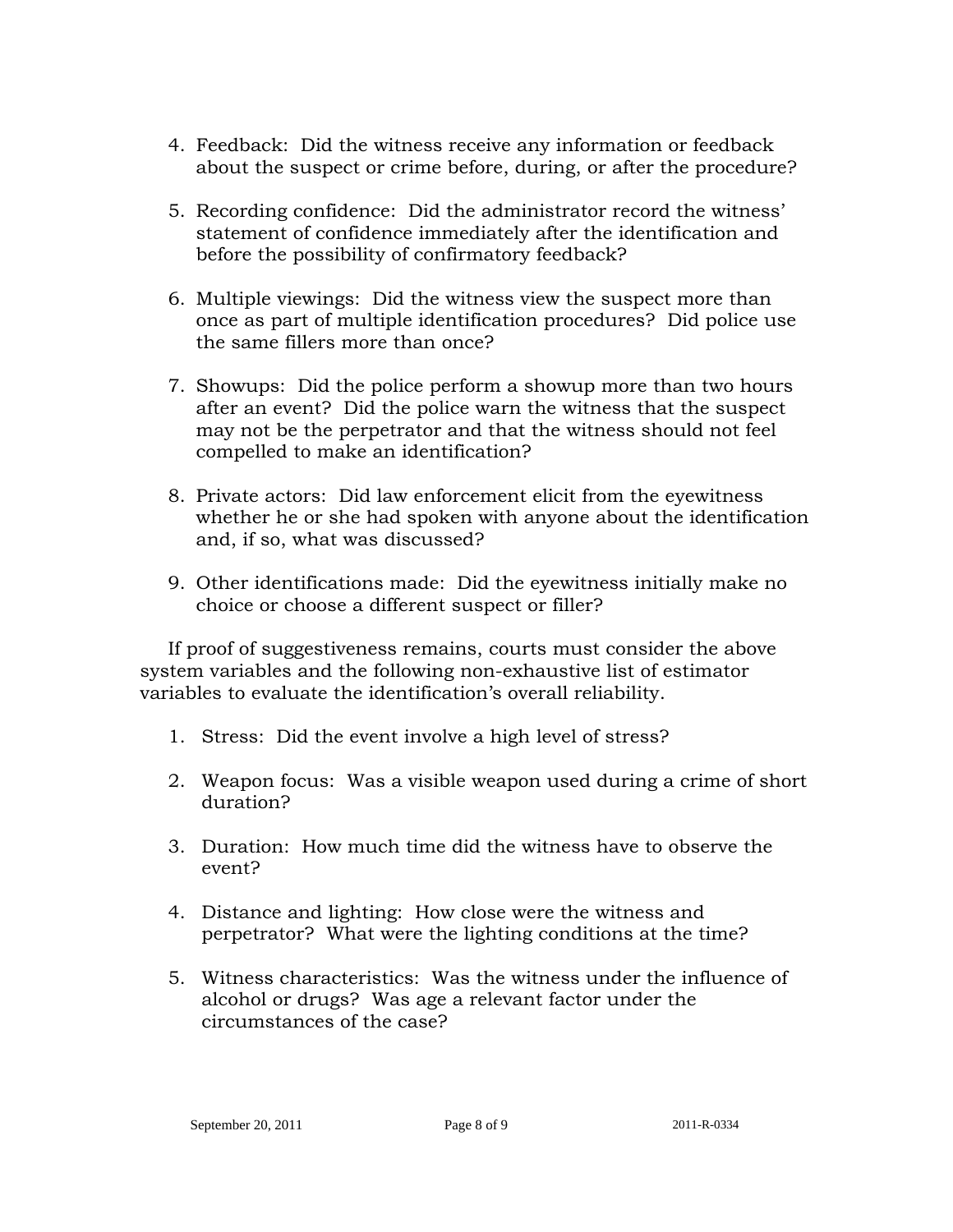4. Feedback: Did the witness receive any information or feedback about the suspect or crime before, during, or after the procedure?

5. Recording confidence: Did the administrator record the witness' statement of confidence immediately after the identification and before the possibility of confirmatory feedback?

6. Multiple viewings: Did the witness view the suspect more than once as part of multiple identification procedures? Did police use the same fillers more than once?

7. Showups: Did the police perform a showup more than two hours after an event? Did the police warn the witness that the suspect may not be the perpetrator and that the witness should not feel compelled to make an identification?

8. Private actors: Did law enforcement elicit from the eyewitness whether he or she had spoken with anyone about the identification and, if so, what was discussed?

9. Other identifications made: Did the eyewitness initially make no choice or choose a different suspect or filler?

If proof of suggestiveness remains, courts must consider the above system variables and the following non-exhaustive list of estimator variables to evaluate the identification's overall reliability.

1. Stress: Did the event involve a high level of stress?

2. Weapon focus: Was a visible weapon used during a crime of short duration?

3. Duration: How much time did the witness have to observe the event?

4. Distance and lighting: How close were the witness and perpetrator? What were the lighting conditions at the time?

5. Witness characteristics: Was the witness under the influence of alcohol or drugs? Was age a relevant factor under the circumstances of the case?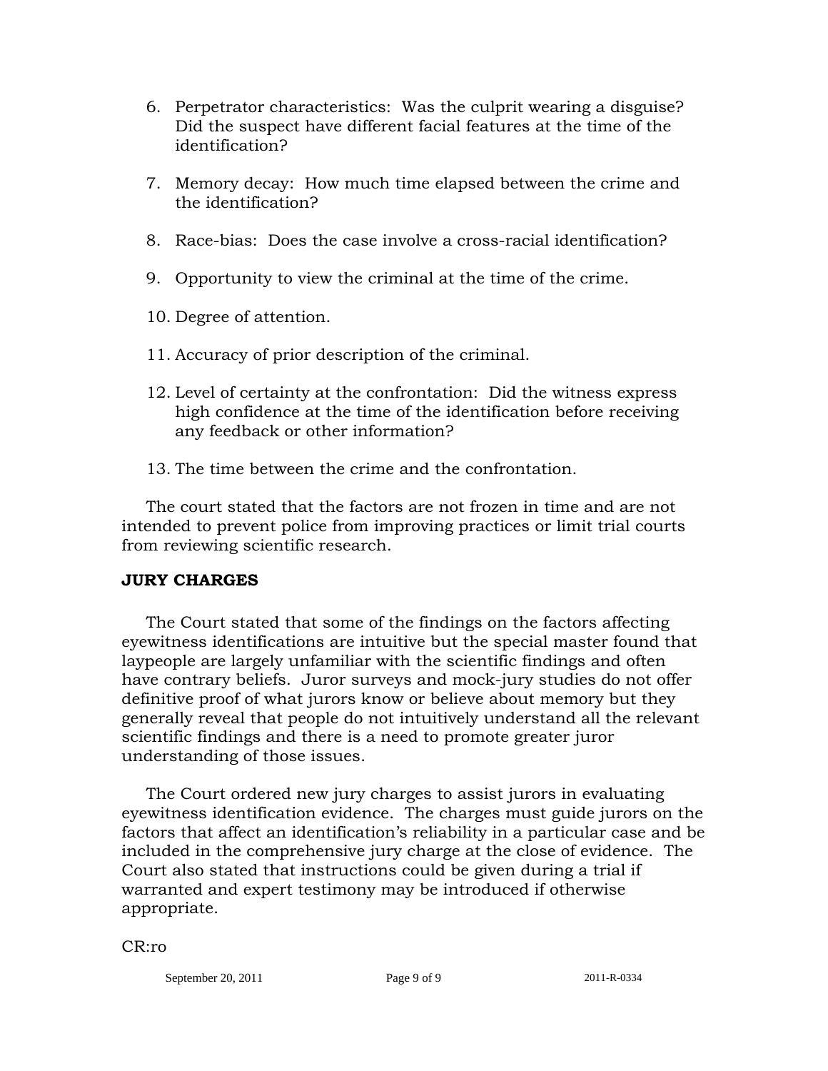6. Perpetrator characteristics: Was the culprit wearing a disguise? Did the suspect have different facial features at the time of the identification?

7. Memory decay: How much time elapsed between the crime and the identification?

8. Race-bias: Does the case involve a cross-racial identification?

9. Opportunity to view the criminal at the time of the crime.

10. Degree of attention.

11. Accuracy of prior description of the criminal.

12. Level of certainty at the confrontation: Did the witness express high confidence at the time of the identification before receiving any feedback or other information?

13. The time between the crime and the confrontation.

The court stated that the factors are not frozen in time and are not intended to prevent police from improving practices or limit trial courts from reviewing scientific research.

**JURY CHARGES**

The Court stated that some of the findings on the factors affecting eyewitness identifications are intuitive but the special master found that laypeople are largely unfamiliar with the scientific findings and often have contrary beliefs. Juror surveys and mock-jury studies do not offer definitive proof of what jurors know or believe about memory but they generally reveal that people do not intuitively understand all the relevant scientific findings and there is a need to promote greater juror understanding of those issues.

The Court ordered new jury charges to assist jurors in evaluating eyewitness identification evidence. The charges must guide jurors on the factors that affect an identification's reliability in a particular case and be included in the comprehensive jury charge at the close of evidence. The Court also stated that instructions could be given during a trial if warranted and expert testimony may be introduced if otherwise appropriate.

CR:ro